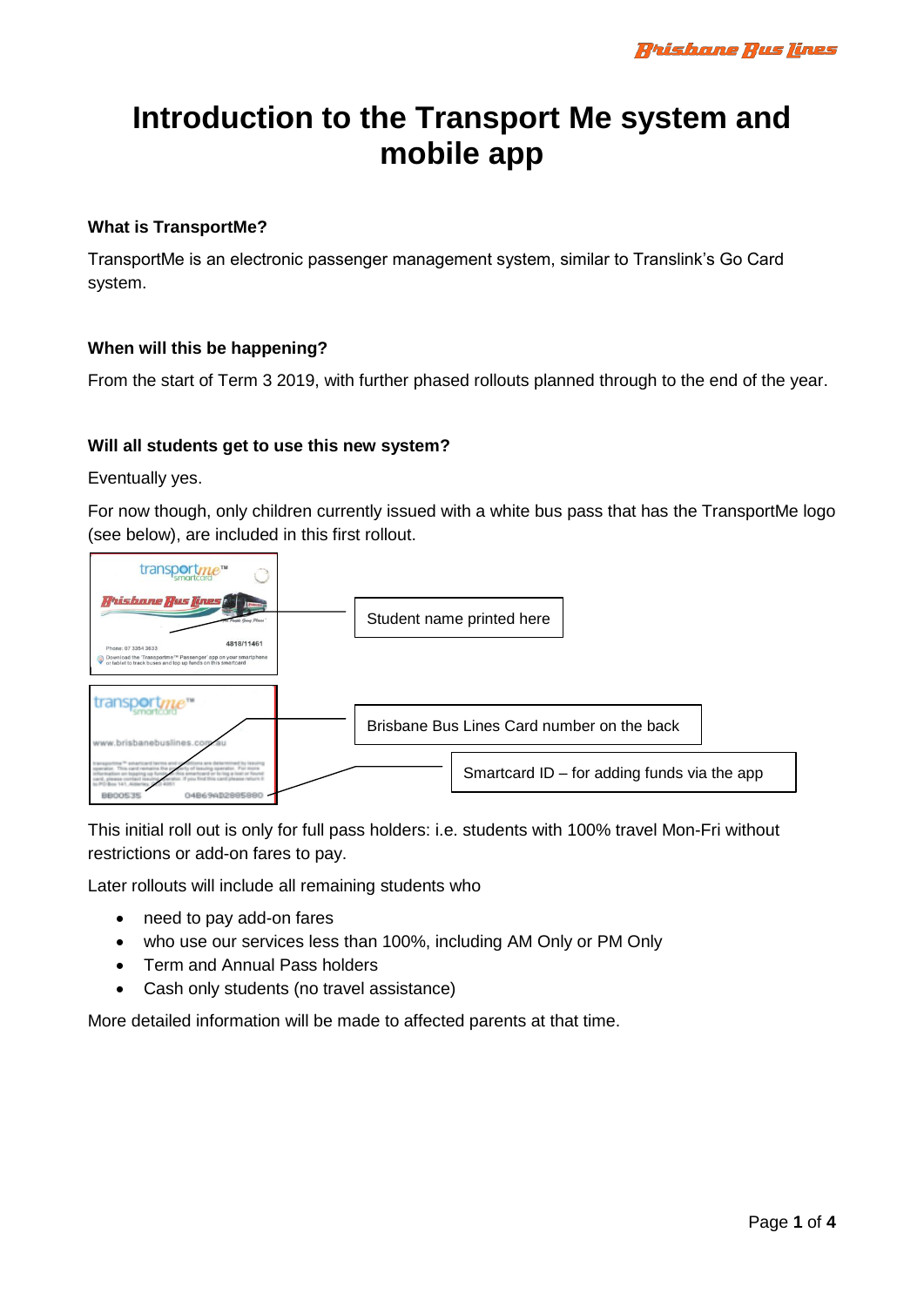# Introduction to the Transport Me system and mobile app

**What is TransportMe?**

TransportMe is an electronic passenger management system, similar to Translink's Go Card system.

**When will this be happening?**

From the start of Term 3 2019, with further phased rollouts planned through to the end of the year.

**Will all students get to use this new system?**

Eventually yes.

For now though, only children currently issued with a white bus pass that has the TransportMe logo (see below), are included in this first rollout.

Student name printed here

Brisbane Bus Lines Card number on the back

Smartcard ID – for adding funds via the app

This initial roll out is only for full pass holders: i.e. students with 100% travel Mon-Fri without restrictions or add-on fares to pay.

Later rollouts will include all remaining students who

- need to pay add-on fares
- who use our services less than 100%, including AM Only or PM Only
- Term and Annual Pass holders
- Cash only students (no travel assistance)

More detailed information will be made to affected parents at that time.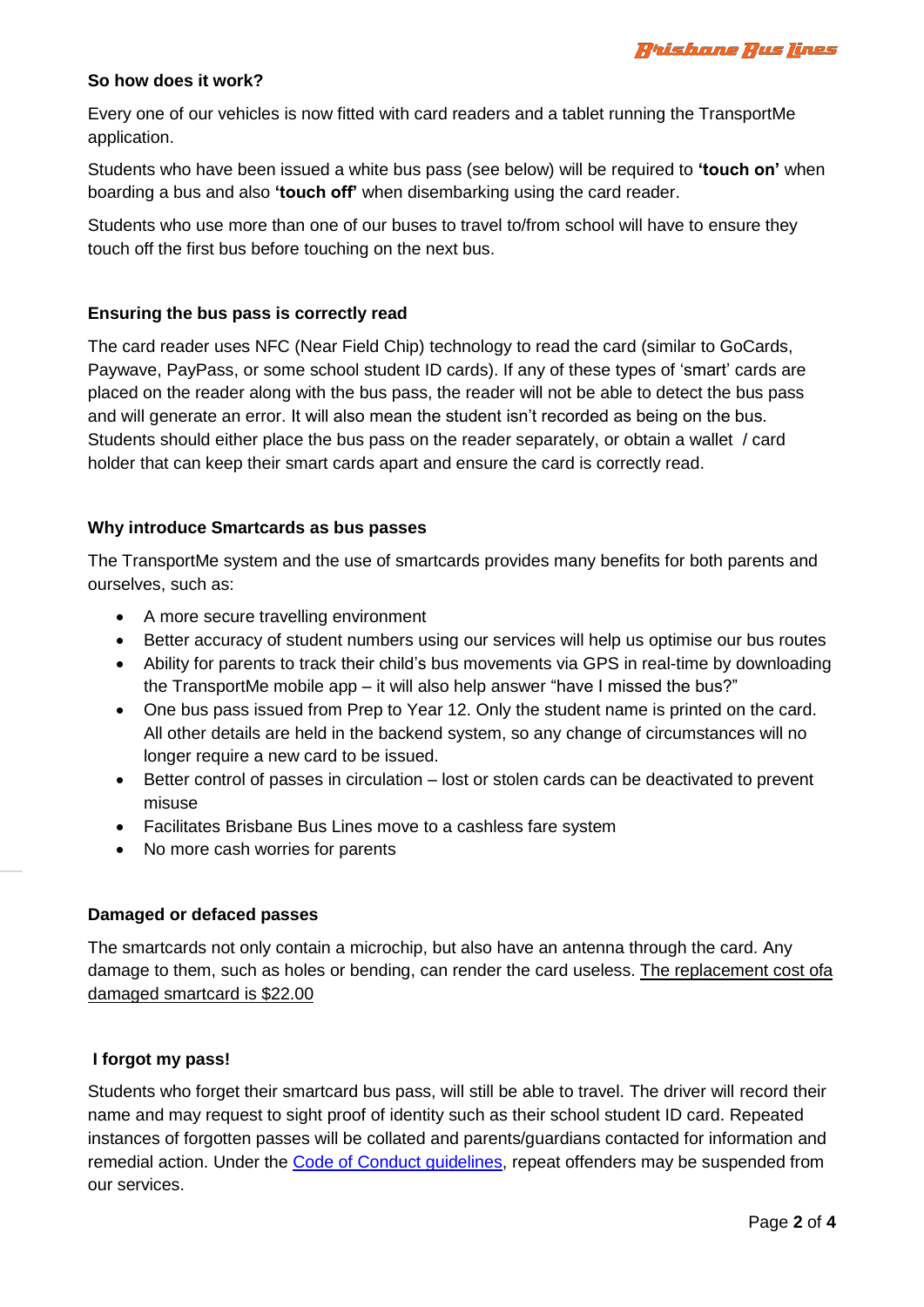### So how does it work?

Every one of our vehicles is now fitted with card readers and a tablet running the TransportMe application.

Students who have been issued a white bus pass (see below) will be required to **'touch on'** when boarding a bus and also **'touch off'** when disembarking using the card reader.

Students who use more than one of our buses to travel to/from school will have to ensure they touch off the first bus before touching on the next bus.

### Ensuring the bus pass is correctly read

The card reader uses NFC (Near Field Chip) technology to read the card (similar to GoCards, Paywave, PayPass, or some school student ID cards). If any of these types of 'smart' cards are placed on the reader along with the bus pass, the reader will not be able to detect the bus pass and will generate an error. It will also mean the student isn't recorded as being on the bus. Students should either place the bus pass on the reader separately, or obtain a wallet / card holder that can keep their smart cards apart and ensure the card is correctly read.

### Why introduce Smartcards as bus passes

The TransportMe system and the use of smartcards provides many benefits for both parents and ourselves, such as:

- A more secure travelling environment
- Better accuracy of student numbers using our services will help us optimise our bus routes
- Ability for parents to track their child's bus movements via GPS in real-time by downloading the TransportMe mobile app – it will also help answer "have I missed the bus?"
- One bus pass issued from Prep to Year 12. Only the student name is printed on the card. All other details are held in the backend system, so any change of circumstances will no longer require a new card to be issued.
- Better control of passes in circulation – lost or stolen cards can be deactivated to prevent misuse
- Facilitates Brisbane Bus Lines move to a cashless fare system
- No more cash worries for parents

### Damaged or defaced passes

The smartcards not only contain a microchip, but also have an antenna through the card. Any damage to them, such as holes or bending, can render the card useless. The replacement cost ofa damaged smartcard is $22.00

### I forgot my pass!

Students who forget their smartcard bus pass, will still be able to travel. The driver will record their name and may request to sight proof of identity such as their school student ID card. Repeated instances of forgotten passes will be collated and parents/guardians contacted for information and remedial action. Under the Code of Conduct guidelines, repeat offenders may be suspended from our services.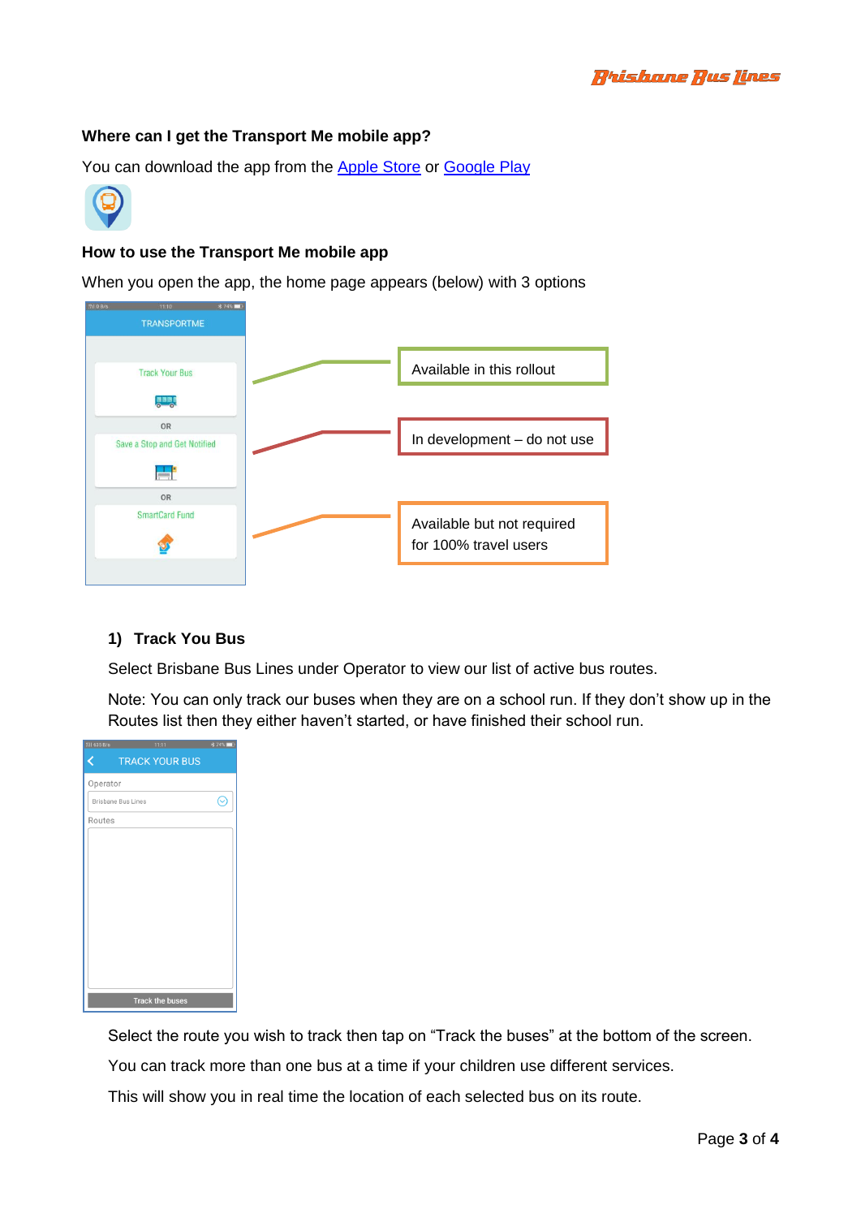**Where can I get the Transport Me mobile app?**

You can download the app from the [Apple Store](Apple Store) or [Google Play](Google Play)

**How to use the Transport Me mobile app**

When you open the app, the home page appears (below) with 3 options

Available in this rollout

In development – do not use

Available but not required for 100% travel users

**1) Track You Bus**

Select Brisbane Bus Lines under Operator to view our list of active bus routes.

Note: You can only track our buses when they are on a school run. If they don't show up in the Routes list then they either haven't started, or have finished their school run.

Select the route you wish to track then tap on "Track the buses" at the bottom of the screen.

You can track more than one bus at a time if your children use different services.

This will show you in real time the location of each selected bus on its route.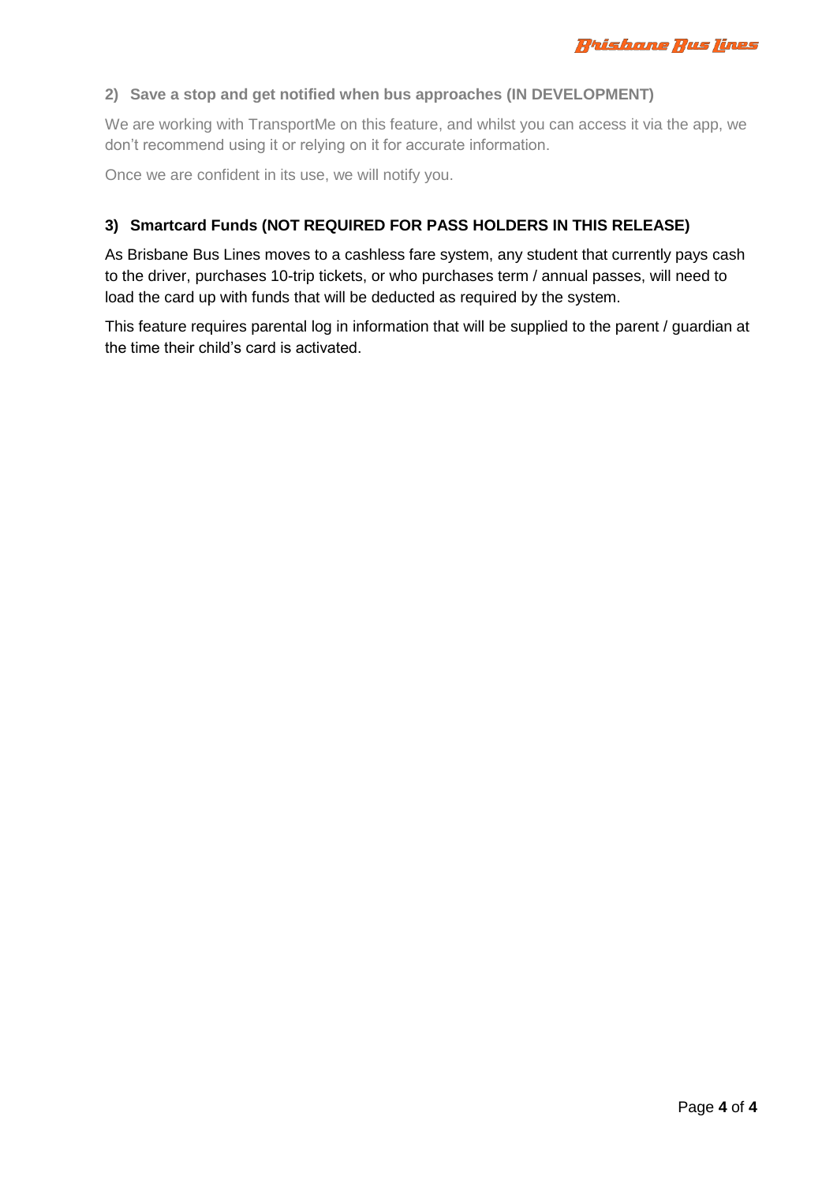### 2) Save a stop and get notified when bus approaches (IN DEVELOPMENT)

We are working with TransportMe on this feature, and whilst you can access it via the app, we don't recommend using it or relying on it for accurate information.

Once we are confident in its use, we will notify you.

### 3) Smartcard Funds (NOT REQUIRED FOR PASS HOLDERS IN THIS RELEASE)

As Brisbane Bus Lines moves to a cashless fare system, any student that currently pays cash to the driver, purchases 10-trip tickets, or who purchases term / annual passes, will need to load the card up with funds that will be deducted as required by the system.

This feature requires parental log in information that will be supplied to the parent / guardian at the time their child's card is activated.